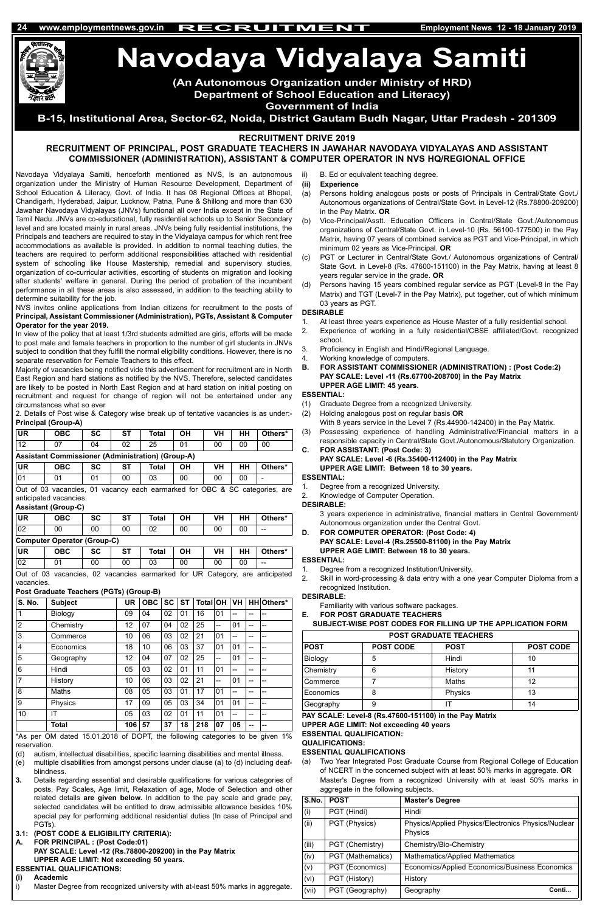# Navodaya Vidyalaya Samiti

**(An Autonomous Organization under Ministry of HRD)**
**Department of School Education and Literacy)**
**Government of India**

**B-15, Institutional Area, Sector-62, Noida, District Gautam Budh Nagar, Uttar Pradesh - 201309**

## RECRUITMENT DRIVE 2019

## RECRUITMENT OF PRINCIPAL, POST GRADUATE TEACHERS IN JAWAHAR NAVODAYA VIDYALAYAS AND ASSISTANT COMMISSIONER (ADMINISTRATION), ASSISTANT & COMPUTER OPERATOR IN NVS HQ/REGIONAL OFFICE

Navodaya Vidyalaya Samiti, henceforth mentioned as NVS, is an autonomous organization under the Ministry of Human Resource Development, Department of School Education & Literacy, Govt. of India. It has 08 Regional Offices at Bhopal, Chandigarh, Hyderabad, Jaipur, Lucknow, Patna, Pune & Shillong and more than 630 Jawahar Navodaya Vidyalayas (JNVs) functional all over India except in the State of Tamil Nadu. JNVs are co-educational, fully residential schools up to Senior Secondary level and are located mainly in rural areas. JNVs being fully residential institutions, the Principals and teachers are required to stay in the Vidyalaya campus for which rent free accommodations as available is provided. In addition to normal teaching duties, the teachers are required to perform additional responsibilities attached with residential system of schooling like House Mastership, remedial and supervisory studies, organization of co-curricular activities, escorting of students on migration and looking after students' welfare in general. During the period of probation of the incumbent performance in all these areas is also assessed, in addition to the teaching ability to determine suitability for the job.

NVS invites online applications from Indian citizens for recruitment to the posts of **Principal, Assistant Commissioner (Administration), PGTs, Assistant & Computer Operator for the year 2019.**

In view of the policy that at least 1/3rd students admitted are girls, efforts will be made to post male and female teachers in proportion to the number of girl students in JNVs subject to condition that they fulfill the normal eligibility conditions. However, there is no separate reservation for Female Teachers to this effect.

Majority of vacancies being notified vide this advertisement for recruitment are in North East Region and hard stations as notified by the NVS. Therefore, selected candidates are likely to be posted in North East Region and at hard station on initial posting on recruitment and request for change of region will not be entertained under any circumstances what so ever

2. Details of Post wise & Category wise break up of tentative vacancies is as under:-

**Principal (Group-A)**

| UR | OBC | SC | ST | Total | OH | VH | HH | Others* |
|---|---|---|---|---|---|---|---|---|
| 12 | 07 | 04 | 02 | 25 | 01 | 00 | 00 | 00 |

**Assistant Commissioner (Administration) (Group-A)**

| UR | OBC | SC | ST | Total | OH | VH | HH | Others* |
|---|---|---|---|---|---|---|---|---|
| 01 | 01 | 01 | 00 | 03 | 00 | 00 | 00 | - |

Out of 03 vacancies, 01 vacancy each earmarked for OBC & SC categories, are anticipated vacancies.

**Assistant (Group-C)**

| UR | OBC | SC | ST | Total | OH | VH | HH | Others* |
|---|---|---|---|---|---|---|---|---|
| 02 | 00 | 00 | 00 | 02 | 00 | 00 | 00 | -- |

**Computer Operator (Group-C)**

| UR | OBC | SC | ST | Total | OH | VH | HH | Others* |
|---|---|---|---|---|---|---|---|---|
| 02 | 01 | 00 | 00 | 03 | 00 | 00 | 00 | -- |

Out of 03 vacancies, 02 vacancies earmarked for UR Category, are anticipated vacancies.

**Post Graduate Teachers (PGTs) (Group-B)**

| S. No. | Subject | UR | OBC | SC | ST | Total | OH | VH | HH | Others* |
|---|---|---|---|---|---|---|---|---|---|---|
| 1 | Biology | 09 | 04 | 02 | 01 | 16 | 01 | -- | -- | -- |
| 2 | Chemistry | 12 | 07 | 04 | 02 | 25 | -- | 01 | -- | -- |
| 3 | Commerce | 10 | 06 | 03 | 02 | 21 | 01 | -- | -- | -- |
| 4 | Economics | 18 | 10 | 06 | 03 | 37 | 01 | 01 | -- | -- |
| 5 | Geography | 12 | 04 | 07 | 02 | 25 | -- | 01 | -- | -- |
| 6 | Hindi | 05 | 03 | 02 | 01 | 11 | 01 | -- | -- | -- |
| 7 | History | 10 | 06 | 03 | 02 | 21 | -- | 01 | -- | -- |
| 8 | Maths | 08 | 05 | 03 | 01 | 17 | 01 | -- | -- | -- |
| 9 | Physics | 17 | 09 | 05 | 03 | 34 | 01 | 01 | -- | -- |
| 10 | IT | 05 | 03 | 02 | 01 | 11 | 01 | -- | -- | -- |
| | **Total** | **106** | **57** | **37** | **18** | **218** | **07** | **05** | **--** | **--** |

*As per OM dated 15.01.2018 of DOPT, the following categories to be given 1% reservation.

(d) autism, intellectual disabilities, specific learning disabilities and mental illness.

(e) multiple disabilities from amongst persons under clause (a) to (d) including deaf-blindness.

**3.** Details regarding essential and desirable qualifications for various categories of posts, Pay Scales, Age limit, Relaxation of age, Mode of Selection and other related details **are given below.** In addition to the pay scale and grade pay, selected candidates will be entitled to draw admissible allowance besides 10% special pay for performing additional residential duties (In case of Principal and PGTs).

**3.1: (POST CODE & ELIGIBILITY CRITERIA):**

**A. FOR PRINCIPAL : (Post Code:01)**
**PAY SCALE: Level -12 (Rs.78800-209200) in the Pay Matrix**
**UPPER AGE LIMIT: Not exceeding 50 years.**

**ESSENTIAL QUALIFICATIONS:**

**(i) Academic**

i) Master Degree from recognized university with at-least 50% marks in aggregate.

ii) B. Ed or equivalent teaching degree.

**(ii) Experience**

(a) Persons holding analogous posts or posts of Principals in Central/State Govt./ Autonomous organizations of Central/State Govt. in Level-12 (Rs.78800-209200) in the Pay Matrix. **OR**

(b) Vice-Principal/Asstt. Education Officers in Central/State Govt./Autonomous organizations of Central/State Govt. in Level-10 (Rs. 56100-177500) in the Pay Matrix, having 07 years of combined service as PGT and Vice-Principal, in which minimum 02 years as Vice-Principal. **OR**

(c) PGT or Lecturer in Central/State Govt./ Autonomous organizations of Central/ State Govt. in Level-8 (Rs. 47600-151100) in the Pay Matrix, having at least 8 years regular service in the grade. **OR**

(d) Persons having 15 years combined regular service as PGT (Level-8 in the Pay Matrix) and TGT (Level-7 in the Pay Matrix), put together, out of which minimum 03 years as PGT.

**DESIRABLE**

1. At least three years experience as House Master of a fully residential school.
2. Experience of working in a fully residential/CBSE affiliated/Govt. recognized school.
3. Proficiency in English and Hindi/Regional Language.
4. Working knowledge of computers.

**B. FOR ASSISTANT COMMISSIONER (ADMINISTRATION) : (Post Code:2)**
**PAY SCALE: Level -11 (Rs.67700-208700) in the Pay Matrix**
**UPPER AGE LIMIT: 45 years.**

**ESSENTIAL:**

(1) Graduate Degree from a recognized University.

(2) Holding analogous post on regular basis **OR**
With 8 years service in the Level 7 (Rs.44900-142400) in the Pay Matrix.

(3) Possessing experience of handling Administrative/Financial matters in a responsible capacity in Central/State Govt./Autonomous/Statutory Organization.

**C. FOR ASSISTANT: (Post Code: 3)**
**PAY SCALE: Level -6 (Rs.35400-112400) in the Pay Matrix**
**UPPER AGE LIMIT: Between 18 to 30 years.**

**ESSENTIAL:**

1. Degree from a recognized University.
2. Knowledge of Computer Operation.

**DESIRABLE:**

3 years experience in administrative, financial matters in Central Government/ Autonomous organization under the Central Govt.

**D. FOR COMPUTER OPERATOR: (Post Code: 4)**
**PAY SCALE: Level-4 (Rs.25500-81100) in the Pay Matrix**
**UPPER AGE LIMIT: Between 18 to 30 years.**

**ESSENTIAL:**

1. Degree from a recognized Institution/University.
2. Skill in word-processing & data entry with a one year Computer Diploma from a recognized Institution.

**DESIRABLE:**

Familiarity with various software packages.

**E. FOR POST GRADUATE TEACHERS**

**SUBJECT-WISE POST CODES FOR FILLING UP THE APPLICATION FORM**

| POST GRADUATE TEACHERS | | | |
|---|---|---|---|
| **POST** | **POST CODE** | **POST** | **POST CODE** |
| Biology | 5 | Hindi | 10 |
| Chemistry | 6 | History | 11 |
| Commerce | 7 | Maths | 12 |
| Economics | 8 | Physics | 13 |
| Geography | 9 | IT | 14 |

**PAY SCALE: Level-8 (Rs.47600-151100) in the Pay Matrix**
**UPPER AGE LIMIT: Not exceeding 40 years**
**ESSENTIAL QUALIFICATION:**
**QUALIFICATIONS:**
**ESSENTIAL QUALIFICATIONS**

(a) Two Year Integrated Post Graduate Course from Regional College of Education of NCERT in the concerned subject with at least 50% marks in aggregate. **OR** Master's Degree from a recognized University with at least 50% marks in aggregate in the following subjects.

| S.No. | POST | Master's Degree |
|---|---|---|
| (i) | PGT (Hindi) | Hindi |
| (ii) | PGT (Physics) | Physics/Applied Physics/Electronics Physics/Nuclear Physics |
| (iii) | PGT (Chemistry) | Chemistry/Bio-Chemistry |
| (iv) | PGT (Mathematics) | Mathematics/Applied Mathematics |
| (v) | PGT (Economics) | Economics/Applied Economics/Business Economics |
| (vi) | PGT (History) | History |
| (vii) | PGT (Geography) | Geography |

Conti...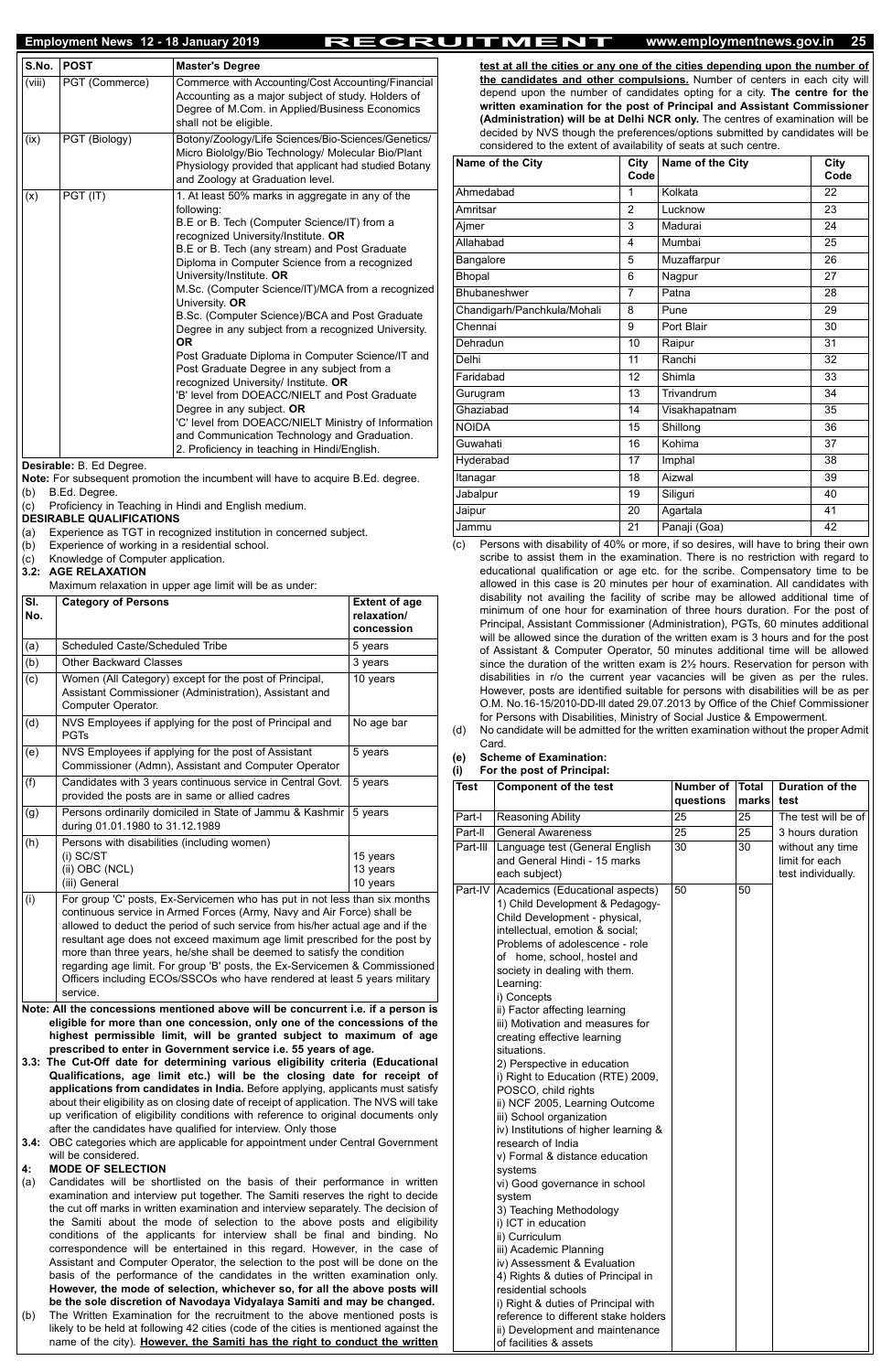| S.No. | POST | Master's Degree |
|---|---|---|
| (viii) | PGT (Commerce) | Commerce with Accounting/Cost Accounting/Financial Accounting as a major subject of study. Holders of Degree of M.Com. in Applied/Business Economics shall not be eligible. |
| (ix) | PGT (Biology) | Botany/Zoology/Life Sciences/Bio-Sciences/Genetics/ Micro Biololgy/Bio Technology/ Molecular Bio/Plant Physiology provided that applicant had studied Botany and Zoology at Graduation level. |
| (x) | PGT (IT) | 1. At least 50% marks in aggregate in any of the following: B.E or B. Tech (Computer Science/IT) from a recognized University/Institute. **OR** B.E or B. Tech (any stream) and Post Graduate Diploma in Computer Science from a recognized University/Institute. **OR** M.Sc. (Computer Science/IT)/MCA from a recognized University. **OR** B.Sc. (Computer Science)/BCA and Post Graduate Degree in any subject from a recognized University. **OR** Post Graduate Diploma in Computer Science/IT and Post Graduate Degree in any subject from a recognized University/ Institute. **OR** 'B' level from DOEACC/NIELT and Post Graduate Degree in any subject. **OR** 'C' level from DOEACC/NIELT Ministry of Information and Communication Technology and Graduation. 2. Proficiency in teaching in Hindi/English. |

**Desirable:** B. Ed Degree.

**Note:** For subsequent promotion the incumbent will have to acquire B.Ed. degree.

(b) B.Ed. Degree.

(c) Proficiency in Teaching in Hindi and English medium.

**DESIRABLE QUALIFICATIONS**

(a) Experience as TGT in recognized institution in concerned subject.

(b) Experience of working in a residential school.

(c) Knowledge of Computer application.

**3.2: AGE RELAXATION**

Maximum relaxation in upper age limit will be as under:

| Sl. No. | Category of Persons | Extent of age relaxation/ concession |
|---|---|---|
| (a) | Scheduled Caste/Scheduled Tribe | 5 years |
| (b) | Other Backward Classes | 3 years |
| (c) | Women (All Category) except for the post of Principal, Assistant Commissioner (Administration), Assistant and Computer Operator. | 10 years |
| (d) | NVS Employees if applying for the post of Principal and PGTs | No age bar |
| (e) | NVS Employees if applying for the post of Assistant Commissioner (Admn), Assistant and Computer Operator | 5 years |
| (f) | Candidates with 3 years continuous service in Central Govt. provided the posts are in same or allied cadres | 5 years |
| (g) | Persons ordinarily domiciled in State of Jammu & Kashmir during 01.01.1980 to 31.12.1989 | 5 years |
| (h) | Persons with disabilities (including women) (i) SC/ST (ii) OBC (NCL) (iii) General | 15 years 13 years 10 years |
| (i) | For group 'C' posts, Ex-Servicemen who has put in not less than six months continuous service in Armed Forces (Army, Navy and Air Force) shall be allowed to deduct the period of such service from his/her actual age and if the resultant age does not exceed maximum age limit prescribed for the post by more than three years, he/she shall be deemed to satisfy the condition regarding age limit. For group 'B' posts, the Ex-Servicemen & Commissioned Officers including ECOs/SSCOs who have rendered at least 5 years military service. | |

**Note: All the concessions mentioned above will be concurrent i.e. if a person is eligible for more than one concession, only one of the concessions of the highest permissible limit, will be granted subject to maximum of age prescribed to enter in Government service i.e. 55 years of age.**

**3.3: The Cut-Off date for determining various eligibility criteria (Educational Qualifications, age limit etc.) will be the closing date for receipt of applications from candidates in India.** Before applying, applicants must satisfy about their eligibility as on closing date of receipt of application. The NVS will take up verification of eligibility conditions with reference to original documents only after the candidates have qualified for interview. Only those

**3.4:** OBC categories which are applicable for appointment under Central Government will be considered.

**4: MODE OF SELECTION**

(a) Candidates will be shortlisted on the basis of their performance in written examination and interview put together. The Samiti reserves the right to decide the cut off marks in written examination and interview separately. The decision of the Samiti about the mode of selection to the above posts and eligibility conditions of the applicants for interview shall be final and binding. No correspondence will be entertained in this regard. However, in the case of Assistant and Computer Operator, the selection to the post will be done on the basis of the performance of the candidates in the written examination only. **However, the mode of selection, whichever so, for all the above posts will be the sole discretion of Navodaya Vidyalaya Samiti and may be changed.**

(b) The Written Examination for the recruitment to the above mentioned posts is likely to be held at following 42 cities (code of the cities is mentioned against the name of the city). **However, the Samiti has the right to conduct the written test at all the cities or any one of the cities depending upon the number of the candidates and other compulsions.** Number of centers in each city will depend upon the number of candidates opting for a city. **The centre for the written examination for the post of Principal and Assistant Commissioner (Administration) will be at Delhi NCR only.** The centres of examination will be decided by NVS though the preferences/options submitted by candidates will be considered to the extent of availability of seats at such centre.

| Name of the City | City Code | Name of the City | City Code |
|---|---|---|---|
| Ahmedabad | 1 | Kolkata | 22 |
| Amritsar | 2 | Lucknow | 23 |
| Ajmer | 3 | Madurai | 24 |
| Allahabad | 4 | Mumbai | 25 |
| Bangalore | 5 | Muzaffarpur | 26 |
| Bhopal | 6 | Nagpur | 27 |
| Bhubaneshwer | 7 | Patna | 28 |
| Chandigarh/Panchkula/Mohali | 8 | Pune | 29 |
| Chennai | 9 | Port Blair | 30 |
| Dehradun | 10 | Raipur | 31 |
| Delhi | 11 | Ranchi | 32 |
| Faridabad | 12 | Shimla | 33 |
| Gurugram | 13 | Trivandrum | 34 |
| Ghaziabad | 14 | Visakhapatnam | 35 |
| NOIDA | 15 | Shillong | 36 |
| Guwahati | 16 | Kohima | 37 |
| Hyderabad | 17 | Imphal | 38 |
| Itanagar | 18 | Aizwal | 39 |
| Jabalpur | 19 | Siliguri | 40 |
| Jaipur | 20 | Agartala | 41 |
| Jammu | 21 | Panaji (Goa) | 42 |

(c) Persons with disability of 40% or more, if so desires, will have to bring their own scribe to assist them in the examination. There is no restriction with regard to educational qualification or age etc. for the scribe. Compensatory time to be allowed in this case is 20 minutes per hour of examination. All candidates with disability not availing the facility of scribe may be allowed additional time of minimum of one hour for examination of three hours duration. For the post of Principal, Assistant Commissioner (Administration), PGTs, 60 minutes additional will be allowed since the duration of the written exam is 3 hours and for the post of Assistant & Computer Operator, 50 minutes additional time will be allowed since the duration of the written exam is 2½ hours. Reservation for person with disabilities in r/o the current year vacancies will be given as per the rules. However, posts are identified suitable for persons with disabilities will be as per O.M. No.16-15/2010-DD-III dated 29.07.2013 by Office of the Chief Commissioner for Persons with Disabilities, Ministry of Social Justice & Empowerment.

(d) No candidate will be admitted for the written examination without the proper Admit Card.

**(e) Scheme of Examination:**

**(i) For the post of Principal:**

| Test | Component of the test | Number of questions | Total marks | Duration of the test |
|---|---|---|---|---|
| Part-I | Reasoning Ability | 25 | 25 | The test will be of 3 hours duration without any time limit for each test individually. |
| Part-II | General Awareness | 25 | 25 | |
| Part-III | Language test (General English and General Hindi - 15 marks each subject) | 30 | 30 | |
| Part-IV | Academics (Educational aspects) 1) Child Development & Pedagogy- Child Development - physical, intellectual, emotion & social; Problems of adolescence - role of home, school, hostel and society in dealing with them. Learning: i) Concepts ii) Factor affecting learning iii) Motivation and measures for creating effective learning situations. 2) Perspective in education i) Right to Education (RTE) 2009, POSCO, child rights ii) NCF 2005, Learning Outcome iii) School organization iv) Institutions of higher learning & research of India v) Formal & distance education systems vi) Good governance in school system 3) Teaching Methodology i) ICT in education ii) Curriculum iii) Academic Planning iv) Assessment & Evaluation 4) Rights & duties of Principal in residential schools i) Right & duties of Principal with reference to different stake holders ii) Development and maintenance of facilities & assets | 50 | 50 | |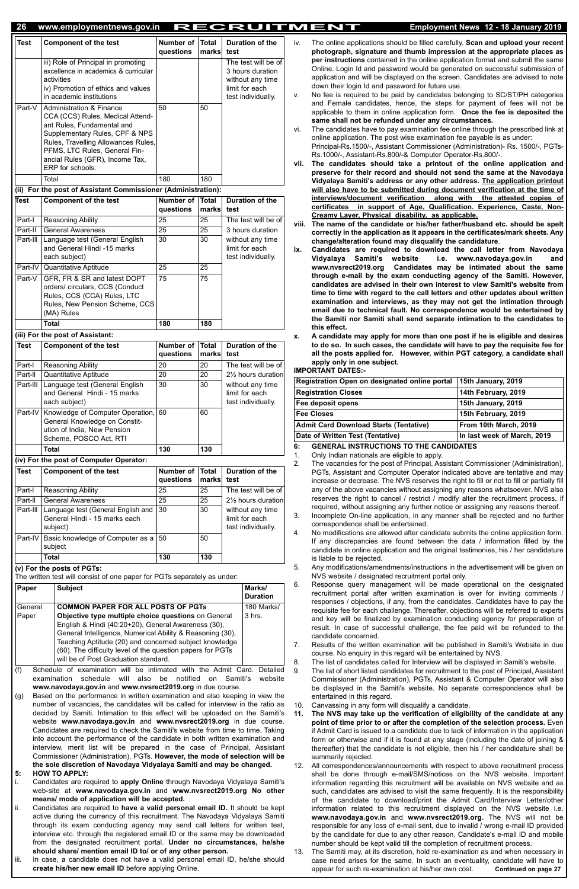| Test | Component of the test | Number of questions | Total marks | Duration of the test |
|---|---|---|---|---|
| | iii) Role of Principal in promoting excellence in academics & curricular activities<br>iv) Promotion of ethics and values in academic institutions | | | The test will be of 3 hours duration without any time limit for each test individually. |
| Part-V | Administration & Finance CCA (CCS) Rules, Medical Attendant Rules, Fundamental and Supplementary Rules, CPF & NPS Rules, Travelling Allowances Rules, PFMS, LTC Rules, General Financial Rules (GFR), Income Tax, ERP for schools. | 50 | 50 | |
| | Total | 180 | 180 | |

**(ii) For the post of Assistant Commissioner (Administration):**

| Test | Component of the test | Number of questions | Total marks | Duration of the test |
|---|---|---|---|---|
| Part-I | Reasoning Ability | 25 | 25 | The test will be of 3 hours duration without any time limit for each test individually. |
| Part-II | General Awareness | 25 | 25 | |
| Part-III | Language test (General English and General Hindi -15 marks each subject) | 30 | 30 | |
| Part-IV | Quantitative Aptitude | 25 | 25 | |
| Part-V | GFR, FR & SR and latest DOPT orders/ circulars, CCS (Conduct Rules, CCS (CCA) Rules, LTC Rules, New Pension Scheme, CCS (MA) Rules | 75 | 75 | |
| | **Total** | **180** | **180** | |

**(iii) For the post of Assistant:**

| Test | Component of the test | Number of questions | Total marks | Duration of the test |
|---|---|---|---|---|
| Part-I | Reasoning Ability | 20 | 20 | The test will be of 2½ hours duration without any time limit for each test individually. |
| Part-II | Quantitative Aptitude | 20 | 20 | |
| Part-III | Language test (General English and General Hindi - 15 marks each subject) | 30 | 30 | |
| Part-IV | Knowledge of Computer Operation, General Knowledge on Constitution of India, New Pension Scheme, POSCO Act, RTI | 60 | 60 | |
| | **Total** | **130** | **130** | |

**(iv) For the post of Computer Operator:**

| Test | Component of the test | Number of questions | Total marks | Duration of the test |
|---|---|---|---|---|
| Part-I | Reasoning Ability | 25 | 25 | The test will be of 2½ hours duration without any time limit for each test individually. |
| Part-II | General Awareness | 25 | 25 | |
| Part-III | Language test (General English and General Hindi - 15 marks each subject) | 30 | 30 | |
| Part-IV | Basic knowledge of Computer as a subject | 50 | 50 | |
| | **Total** | **130** | **130** | |

**(v) For the posts of PGTs:**

The written test will consist of one paper for PGTs separately as under:

| Paper | Subject | Marks/ Duration |
|---|---|---|
| General Paper | **COMMON PAPER FOR ALL POSTS OF PGTs**<br>**Objective type multiple choice questions** on General English & Hindi (40:20+20), General Awareness (30), General Intelligence, Numerical Ability & Reasoning (30), Teaching Aptitude (20) and concerned subject knowledge (60). The difficulty level of the question papers for PGTs will be of Post Graduation standard. | 180 Marks/ 3 hrs. |

(f) Schedule of examination will be intimated with the Admit Card. Detailed examination schedule will also be notified on Samiti's website **www.navodaya.gov.in** and **www.nvsrect2019.org** in due course.

(g) Based on the performance in written examination and also keeping in view the number of vacancies, the candidates will be called for interview in the ratio as decided by Samiti. Intimation to this effect will be uploaded on the Samiti's website **www.navodaya.gov.in** and **www.nvsrect2019.org** in due course. Candidates are required to check the Samiti's website from time to time. Taking into account the performance of the candidate in both written examination and interview, merit list will be prepared in the case of Principal, Assistant Commissioner (Administration), PGTs. **However, the mode of selection will be the sole discretion of Navodaya Vidyalaya Samiti and may be changed.**

**5: HOW TO APPLY:**

i. Candidates are required to **apply Online** through Navodaya Vidyalaya Samiti's web-site at **www.navodaya.gov.in** and **www.nvsrect2019.org No other means/ mode of application will be accepted.**

ii. Candidates are required to **have a valid personal email ID.** It should be kept active during the currency of this recruitment. The Navodaya Vidyalaya Samiti through its exam conducting agency may send call letters for written test, interview etc. through the registered email ID or the same may be downloaded from the designated recruitment portal. **Under no circumstances, he/she should share/ mention email ID to/ or of any other person.**

iii. In case, a candidate does not have a valid personal email ID, he/she should **create his/her new email ID** before applying Online.

iv. The online applications should be filled carefully. **Scan and upload your recent photograph, signature and thumb impression at the appropriate places as per instructions** contained in the online application format and submit the same Online. Login Id and password would be generated on successful submission of application and will be displayed on the screen. Candidates are advised to note down their login Id and password for future use.

v. No fee is required to be paid by candidates belonging to SC/ST/PH categories and Female candidates, hence, the steps for payment of fees will not be applicable to them in online application form. **Once the fee is deposited the same shall not be refunded under any circumstances.**

vi. The candidates have to pay examination fee online through the prescribed link at online application. The post wise examination fee payable is as under:
Principal-Rs.1500/-, Assistant Commissioner (Administration)- Rs. 1500/-, PGTs-Rs.1000/-, Assistant-Rs.800/-& Computer Operator-Rs.800/-.

**vii. The candidates should take a printout of the online application and preserve for their record and should not send the same at the Navodaya Vidyalaya Samiti's address or any other address. The application printout will also have to be submitted during document verification at the time of interviews/document verification along with the attested copies of certificates in support of Age, Qualification, Experience, Caste, Non-Creamy Layer, Physical disability, as applicable.**

**viii. The name of the candidate or his/her father/husband etc. should be spelt correctly in the application as it appears in the certificates/mark sheets. Any change/alteration found may disqualify the candidature**.

**ix. Candidates are required to download the call letter from Navodaya Vidyalaya Samiti's website i.e. www.navodaya.gov.in and www.nvsrect2019.org Candidates may be intimated about the same through e-mail by the exam conducting agency of the Samiti. However, candidates are advised in their own interest to view Samiti's website from time to time with regard to the call letters and other updates about written examination and interviews, as they may not get the intimation through email due to technical fault. No correspondence would be entertained by the Samiti nor Samiti shall send separate intimation to the candidates to this effect.**

**x. A candidate may apply for more than one post if he is eligible and desires to do so. In such cases, the candidate will have to pay the requisite fee for all the posts applied for. However, within PGT category, a candidate shall apply only in one subject.**

**IMPORTANT DATES:-**

| | |
|---|---|
| **Registration Open on designated online portal** | **15th January, 2019** |
| **Registration Closes** | **14th February, 2019** |
| **Fee deposit opens** | **15th January, 2019** |
| **Fee Closes** | **15th February, 2019** |
| **Admit Card Download Starts (Tentative)** | **From 10th March, 2019** |
| **Date of Written Test (Tentative)** | **In last week of March, 2019** |

**6: GENERAL INSTRUCTIONS TO THE CANDIDATES**

1. Only Indian nationals are eligible to apply.
2. The vacancies for the post of Principal, Assistant Commissioner (Administration), PGTs, Assistant and Computer Operator indicated above are tentative and may increase or decrease. The NVS reserves the right to fill or not to fill or partially fill any of the above vacancies without assigning any reasons whatsoever. NVS also reserves the right to cancel / restrict / modify alter the recruitment process, if required, without assigning any further notice or assigning any reasons thereof.
3. Incomplete On-line application, in any manner shall be rejected and no further correspondence shall be entertained.
4. No modifications are allowed after candidate submits the online application form. If any discrepancies are found between the data / information filled by the candidate in online application and the original testimonies, his / her candidature is liable to be rejected.
5. Any modifications/amendments/instructions in the advertisement will be given on NVS website / designated recruitment portal only.
6. Response query management will be made operational on the designated recruitment portal after written examination is over for inviting comments / responses / objections, if any, from the candidates. Candidates have to pay the requisite fee for each challenge. Thereafter, objections will be referred to experts and key will be finalized by examination conducting agency for preparation of result. In case of successful challenge, the fee paid will be refunded to the candidate concerned.
7. Results of the written examination will be published in Samiti's Website in due course. No enquiry in this regard will be entertained by NVS.
8. The list of candidates called for Interview will be displayed in Samiti's website.
9. The list of short listed candidates for recruitment to the post of Principal, Assistant Commissioner (Administration), PGTs, Assistant & Computer Operator will also be displayed in the Samiti's website. No separate correspondence shall be entertained in this regard.
10. Canvassing in any form will disqualify a candidate.
11. **The NVS may take up the verification of eligibility of the candidate at any point of time prior to or after the completion of the selection process.** Even if Admit Card is issued to a candidate due to lack of information in the application form or otherwise and if it is found at any stage (including the date of joining & thereafter) that the candidate is not eligible, then his / her candidature shall be summarily rejected.
12. All correspondences/announcements with respect to above recruitment process shall be done through e-mail/SMS/notices on the NVS website. Important information regarding this recruitment will be available on NVS website and as such, candidates are advised to visit the same frequently. It is the responsibility of the candidate to download/print the Admit Card/Interview Letter/other information related to this recruitment displayed on the NVS website i.e. **www.navodaya.gov.in** and **www.nvsrect2019.org.** The NVS will not be responsible for any loss of e-mail sent, due to invalid / wrong e-mail ID provided by the candidate for due to any other reason. Candidate's e-mail ID and mobile number should be kept valid till the completion of recruitment process.
13. The Samiti may, at its discretion, hold re-examination as and when necessary in case need arises for the same. In such an eventuality, candidate will have to appear for such re-examination at his/her own cost. **Continued on page 27**